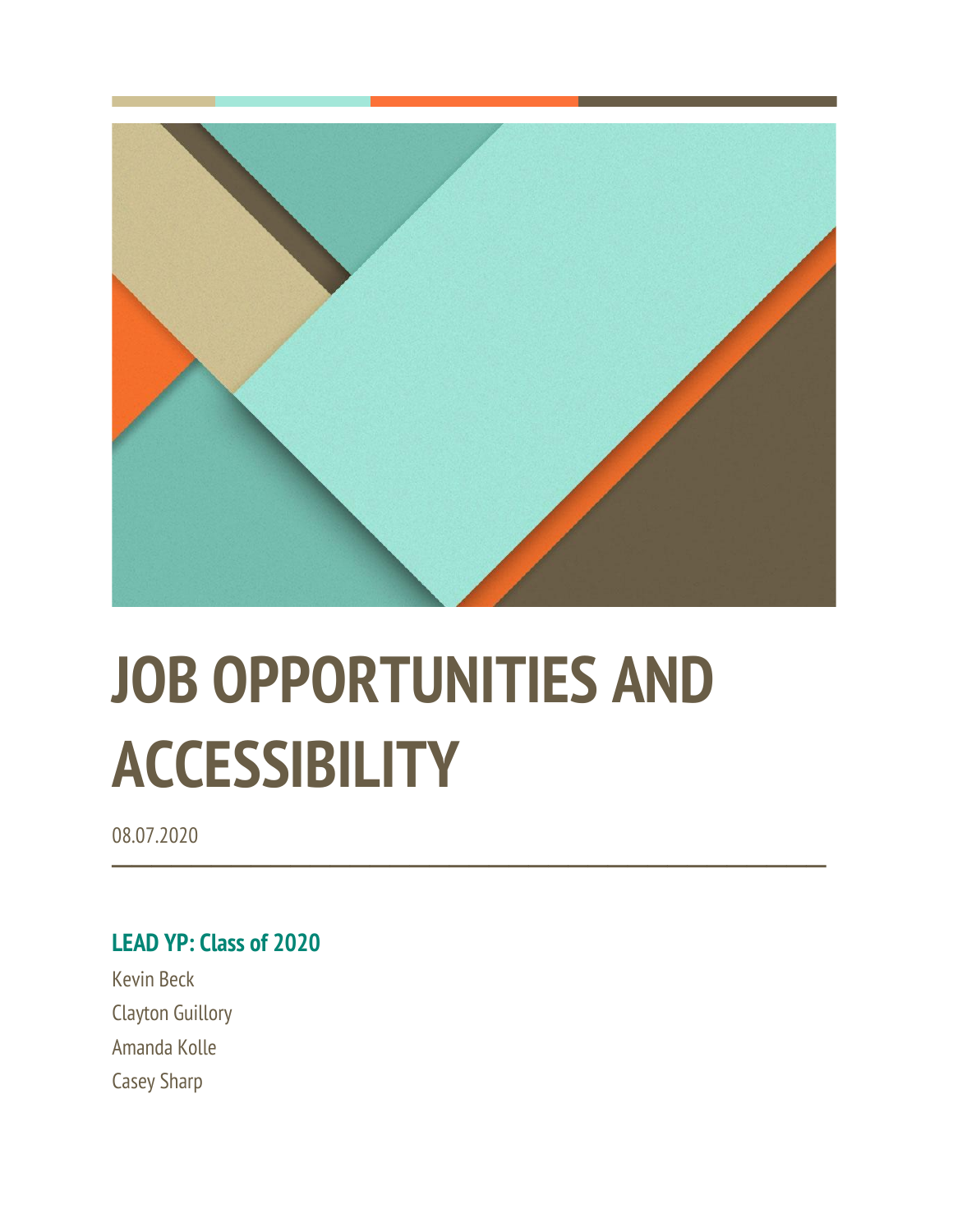# JOB OPPORTUNITIES AND ACCESSIBILITY

08.07.2020

---

### LEAD YP: Class of 2020

Kevin Beck

Clayton Guillory

Amanda Kolle

Casey Sharp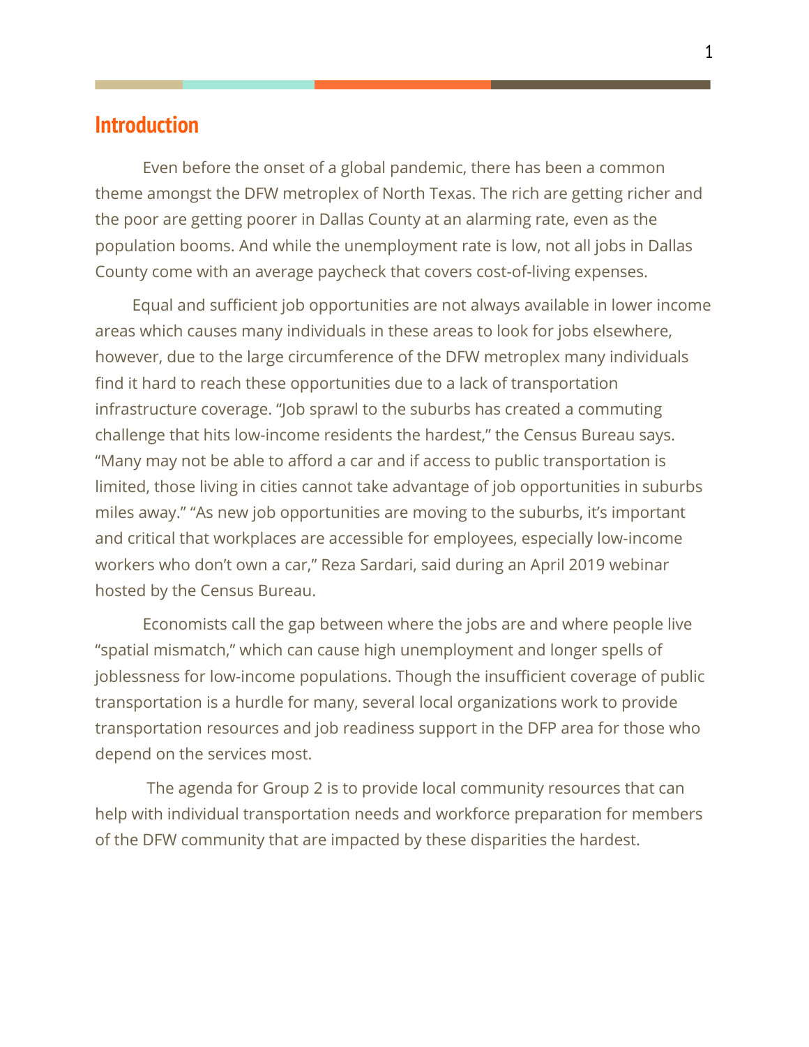## Introduction

Even before the onset of a global pandemic, there has been a common theme amongst the DFW metroplex of North Texas. The rich are getting richer and the poor are getting poorer in Dallas County at an alarming rate, even as the population booms. And while the unemployment rate is low, not all jobs in Dallas County come with an average paycheck that covers cost-of-living expenses.

Equal and sufficient job opportunities are not always available in lower income areas which causes many individuals in these areas to look for jobs elsewhere, however, due to the large circumference of the DFW metroplex many individuals find it hard to reach these opportunities due to a lack of transportation infrastructure coverage. "Job sprawl to the suburbs has created a commuting challenge that hits low-income residents the hardest," the Census Bureau says. "Many may not be able to afford a car and if access to public transportation is limited, those living in cities cannot take advantage of job opportunities in suburbs miles away." "As new job opportunities are moving to the suburbs, it's important and critical that workplaces are accessible for employees, especially low-income workers who don't own a car," Reza Sardari, said during an April 2019 webinar hosted by the Census Bureau.

Economists call the gap between where the jobs are and where people live "spatial mismatch," which can cause high unemployment and longer spells of joblessness for low-income populations. Though the insufficient coverage of public transportation is a hurdle for many, several local organizations work to provide transportation resources and job readiness support in the DFP area for those who depend on the services most.

The agenda for Group 2 is to provide local community resources that can help with individual transportation needs and workforce preparation for members of the DFW community that are impacted by these disparities the hardest.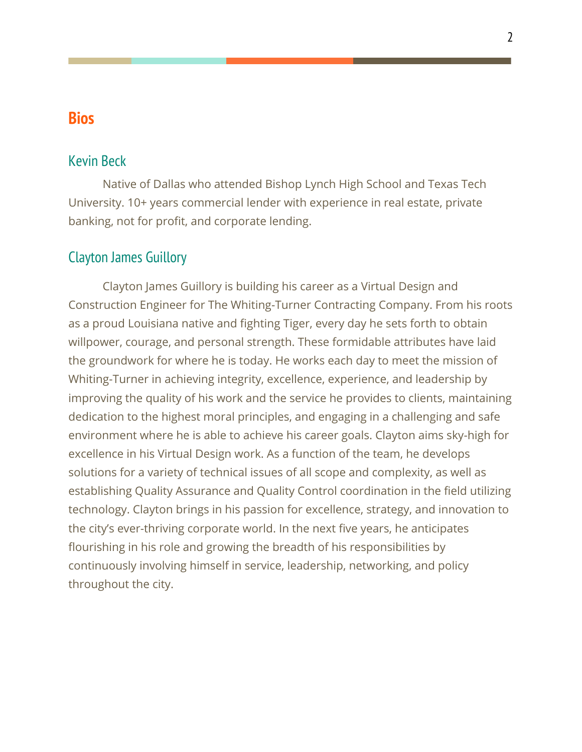# Bios

## Kevin Beck

Native of Dallas who attended Bishop Lynch High School and Texas Tech University. 10+ years commercial lender with experience in real estate, private banking, not for profit, and corporate lending.

## Clayton James Guillory

Clayton James Guillory is building his career as a Virtual Design and Construction Engineer for The Whiting-Turner Contracting Company. From his roots as a proud Louisiana native and fighting Tiger, every day he sets forth to obtain willpower, courage, and personal strength. These formidable attributes have laid the groundwork for where he is today. He works each day to meet the mission of Whiting-Turner in achieving integrity, excellence, experience, and leadership by improving the quality of his work and the service he provides to clients, maintaining dedication to the highest moral principles, and engaging in a challenging and safe environment where he is able to achieve his career goals. Clayton aims sky-high for excellence in his Virtual Design work. As a function of the team, he develops solutions for a variety of technical issues of all scope and complexity, as well as establishing Quality Assurance and Quality Control coordination in the field utilizing technology. Clayton brings in his passion for excellence, strategy, and innovation to the city's ever-thriving corporate world. In the next five years, he anticipates flourishing in his role and growing the breadth of his responsibilities by continuously involving himself in service, leadership, networking, and policy throughout the city.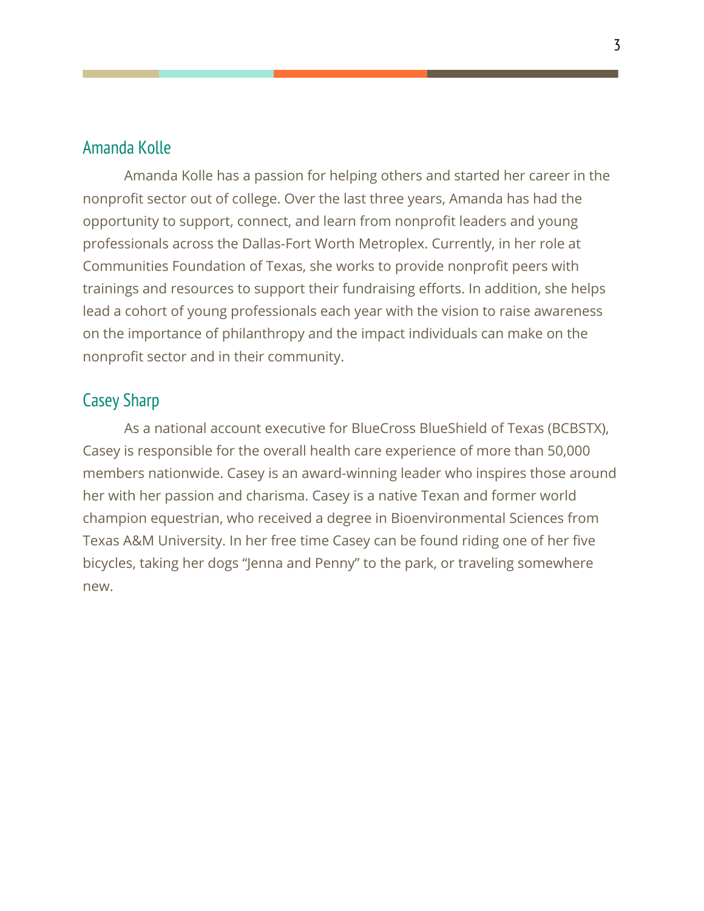## Amanda Kolle

Amanda Kolle has a passion for helping others and started her career in the nonprofit sector out of college. Over the last three years, Amanda has had the opportunity to support, connect, and learn from nonprofit leaders and young professionals across the Dallas-Fort Worth Metroplex. Currently, in her role at Communities Foundation of Texas, she works to provide nonprofit peers with trainings and resources to support their fundraising efforts. In addition, she helps lead a cohort of young professionals each year with the vision to raise awareness on the importance of philanthropy and the impact individuals can make on the nonprofit sector and in their community.

## Casey Sharp

As a national account executive for BlueCross BlueShield of Texas (BCBSTX), Casey is responsible for the overall health care experience of more than 50,000 members nationwide. Casey is an award-winning leader who inspires those around her with her passion and charisma. Casey is a native Texan and former world champion equestrian, who received a degree in Bioenvironmental Sciences from Texas A&M University. In her free time Casey can be found riding one of her five bicycles, taking her dogs "Jenna and Penny" to the park, or traveling somewhere new.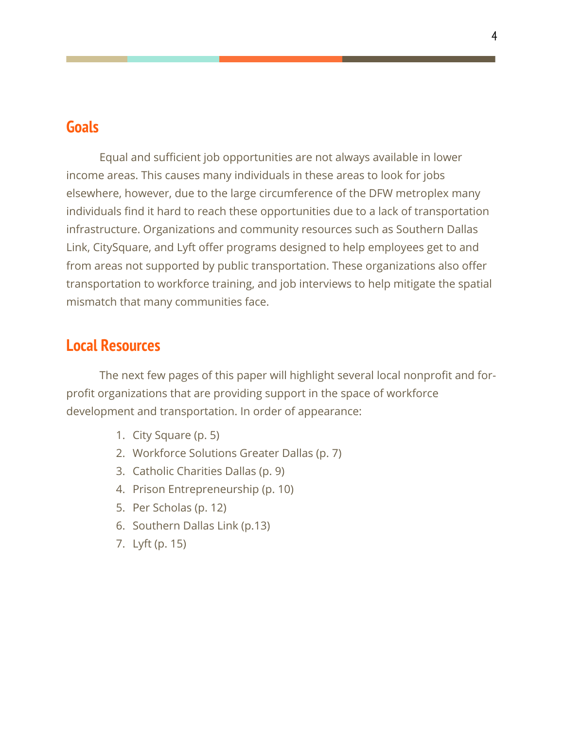## Goals

Equal and sufficient job opportunities are not always available in lower income areas. This causes many individuals in these areas to look for jobs elsewhere, however, due to the large circumference of the DFW metroplex many individuals find it hard to reach these opportunities due to a lack of transportation infrastructure. Organizations and community resources such as Southern Dallas Link, CitySquare, and Lyft offer programs designed to help employees get to and from areas not supported by public transportation. These organizations also offer transportation to workforce training, and job interviews to help mitigate the spatial mismatch that many communities face.

## Local Resources

The next few pages of this paper will highlight several local nonprofit and for-profit organizations that are providing support in the space of workforce development and transportation. In order of appearance:

1. City Square (p. 5)
2. Workforce Solutions Greater Dallas (p. 7)
3. Catholic Charities Dallas (p. 9)
4. Prison Entrepreneurship (p. 10)
5. Per Scholas (p. 12)
6. Southern Dallas Link (p.13)
7. Lyft (p. 15)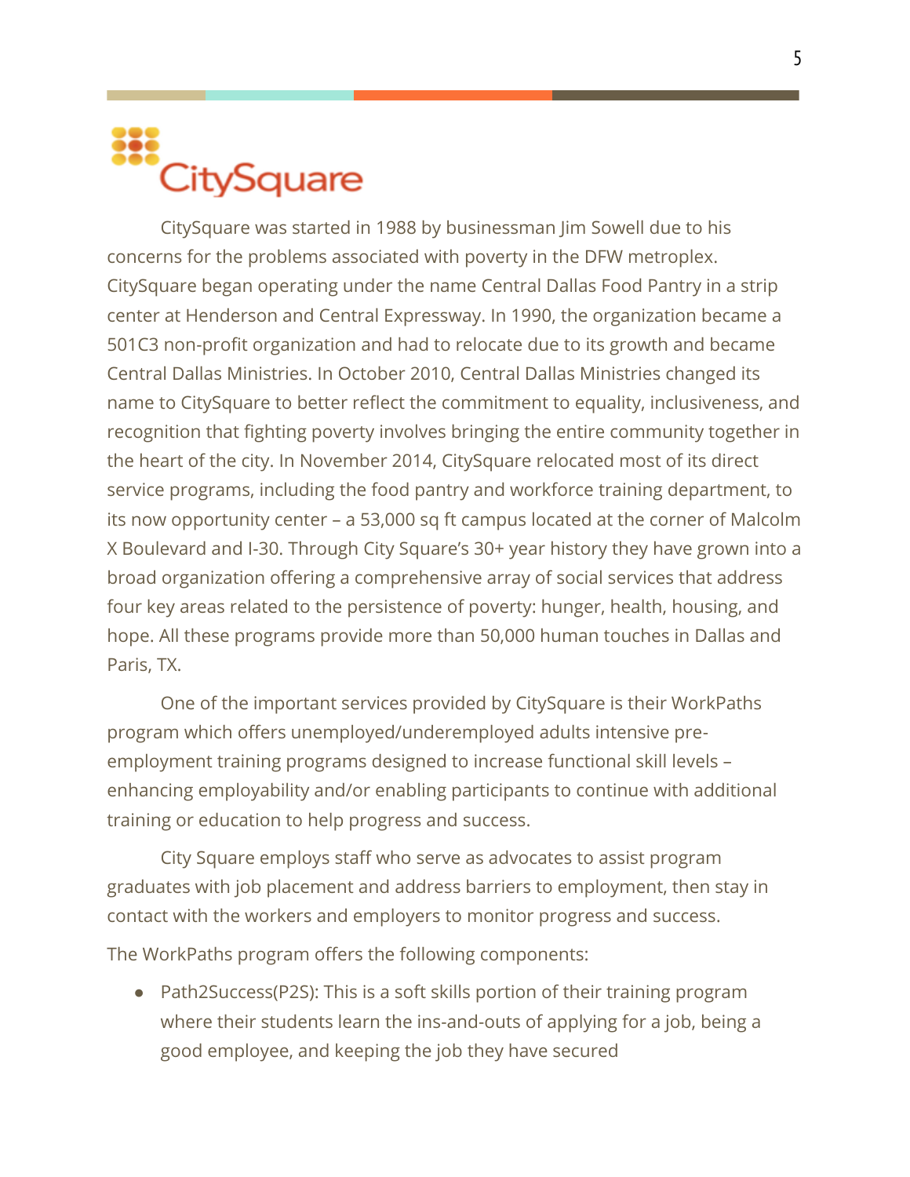# CitySquare

CitySquare was started in 1988 by businessman Jim Sowell due to his concerns for the problems associated with poverty in the DFW metroplex. CitySquare began operating under the name Central Dallas Food Pantry in a strip center at Henderson and Central Expressway. In 1990, the organization became a 501C3 non-profit organization and had to relocate due to its growth and became Central Dallas Ministries. In October 2010, Central Dallas Ministries changed its name to CitySquare to better reflect the commitment to equality, inclusiveness, and recognition that fighting poverty involves bringing the entire community together in the heart of the city. In November 2014, CitySquare relocated most of its direct service programs, including the food pantry and workforce training department, to its now opportunity center – a 53,000 sq ft campus located at the corner of Malcolm X Boulevard and I-30. Through City Square's 30+ year history they have grown into a broad organization offering a comprehensive array of social services that address four key areas related to the persistence of poverty: hunger, health, housing, and hope. All these programs provide more than 50,000 human touches in Dallas and Paris, TX.

One of the important services provided by CitySquare is their WorkPaths program which offers unemployed/underemployed adults intensive pre-employment training programs designed to increase functional skill levels – enhancing employability and/or enabling participants to continue with additional training or education to help progress and success.

City Square employs staff who serve as advocates to assist program graduates with job placement and address barriers to employment, then stay in contact with the workers and employers to monitor progress and success.

The WorkPaths program offers the following components:

- Path2Success(P2S): This is a soft skills portion of their training program where their students learn the ins-and-outs of applying for a job, being a good employee, and keeping the job they have secured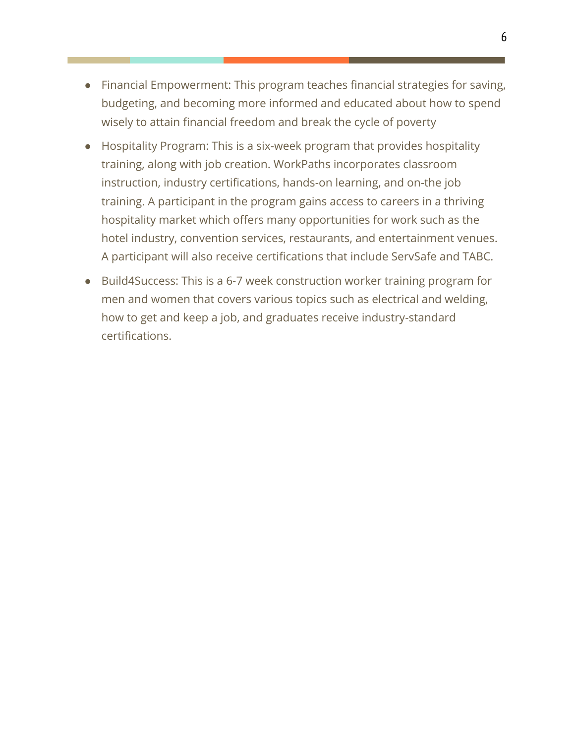- Financial Empowerment: This program teaches financial strategies for saving, budgeting, and becoming more informed and educated about how to spend wisely to attain financial freedom and break the cycle of poverty
- Hospitality Program: This is a six-week program that provides hospitality training, along with job creation. WorkPaths incorporates classroom instruction, industry certifications, hands-on learning, and on-the job training. A participant in the program gains access to careers in a thriving hospitality market which offers many opportunities for work such as the hotel industry, convention services, restaurants, and entertainment venues. A participant will also receive certifications that include ServSafe and TABC.
- Build4Success: This is a 6-7 week construction worker training program for men and women that covers various topics such as electrical and welding, how to get and keep a job, and graduates receive industry-standard certifications.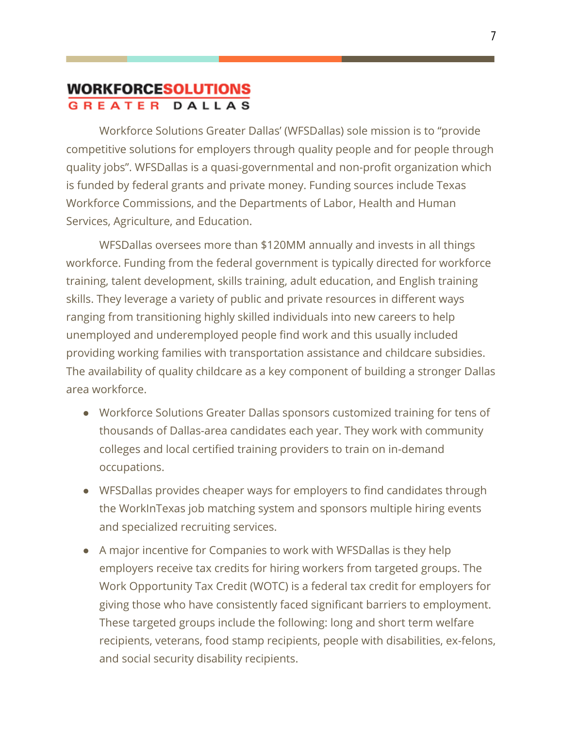# WORKFORCESOLUTIONS GREATER DALLAS

Workforce Solutions Greater Dallas' (WFSDallas) sole mission is to "provide competitive solutions for employers through quality people and for people through quality jobs". WFSDallas is a quasi-governmental and non-profit organization which is funded by federal grants and private money. Funding sources include Texas Workforce Commissions, and the Departments of Labor, Health and Human Services, Agriculture, and Education.

WFSDallas oversees more than $120MM annually and invests in all things workforce. Funding from the federal government is typically directed for workforce training, talent development, skills training, adult education, and English training skills. They leverage a variety of public and private resources in different ways ranging from transitioning highly skilled individuals into new careers to help unemployed and underemployed people find work and this usually included providing working families with transportation assistance and childcare subsidies. The availability of quality childcare as a key component of building a stronger Dallas area workforce.

- Workforce Solutions Greater Dallas sponsors customized training for tens of thousands of Dallas-area candidates each year. They work with community colleges and local certified training providers to train on in-demand occupations.
- WFSDallas provides cheaper ways for employers to find candidates through the WorkInTexas job matching system and sponsors multiple hiring events and specialized recruiting services.
- A major incentive for Companies to work with WFSDallas is they help employers receive tax credits for hiring workers from targeted groups. The Work Opportunity Tax Credit (WOTC) is a federal tax credit for employers for giving those who have consistently faced significant barriers to employment. These targeted groups include the following: long and short term welfare recipients, veterans, food stamp recipients, people with disabilities, ex-felons, and social security disability recipients.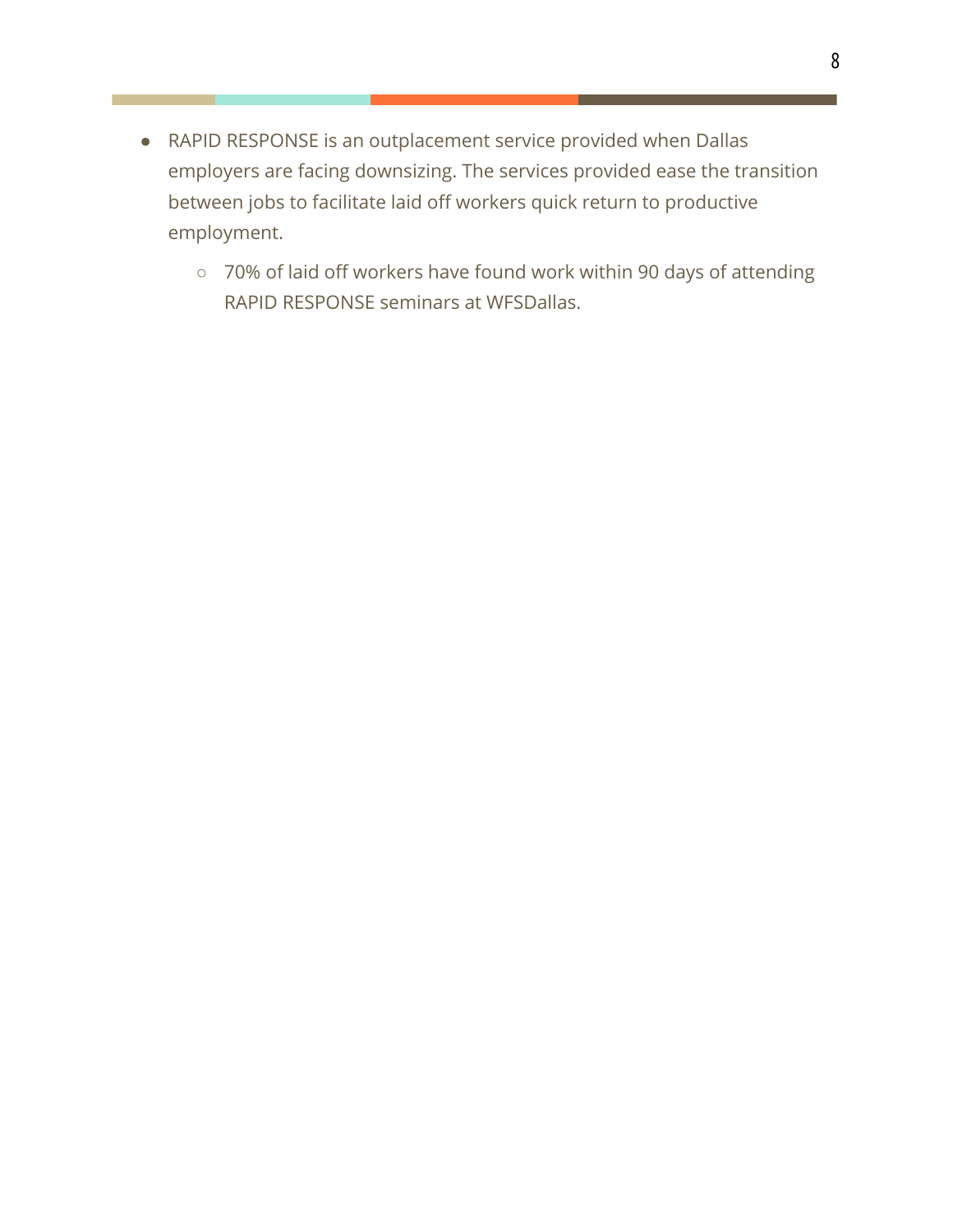- RAPID RESPONSE is an outplacement service provided when Dallas employers are facing downsizing. The services provided ease the transition between jobs to facilitate laid off workers quick return to productive employment.
    - 70% of laid off workers have found work within 90 days of attending RAPID RESPONSE seminars at WFSDallas.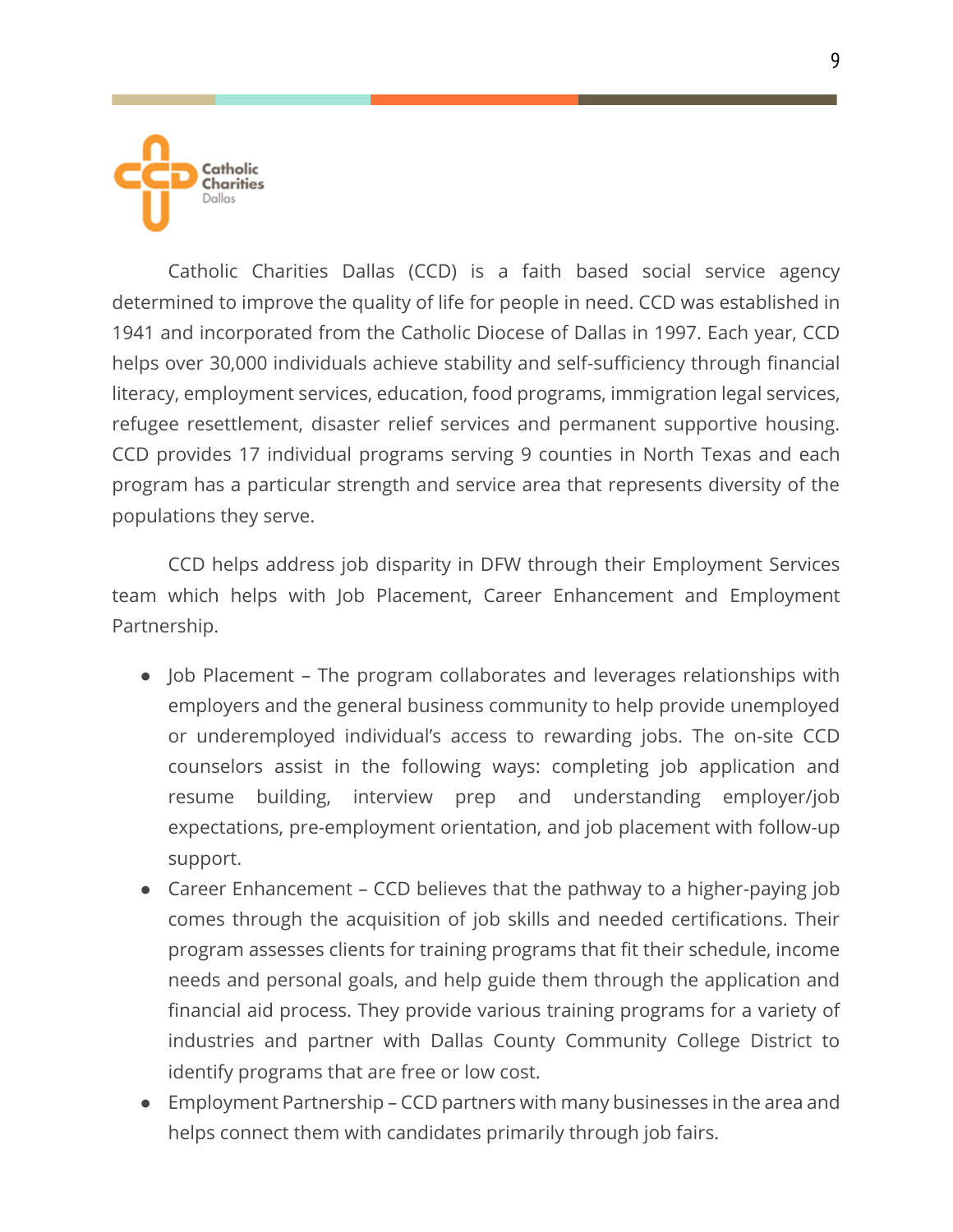Catholic Charities Dallas (CCD) is a faith based social service agency determined to improve the quality of life for people in need. CCD was established in 1941 and incorporated from the Catholic Diocese of Dallas in 1997. Each year, CCD helps over 30,000 individuals achieve stability and self-sufficiency through financial literacy, employment services, education, food programs, immigration legal services, refugee resettlement, disaster relief services and permanent supportive housing. CCD provides 17 individual programs serving 9 counties in North Texas and each program has a particular strength and service area that represents diversity of the populations they serve.

CCD helps address job disparity in DFW through their Employment Services team which helps with Job Placement, Career Enhancement and Employment Partnership.

- Job Placement – The program collaborates and leverages relationships with employers and the general business community to help provide unemployed or underemployed individual's access to rewarding jobs. The on-site CCD counselors assist in the following ways: completing job application and resume building, interview prep and understanding employer/job expectations, pre-employment orientation, and job placement with follow-up support.
- Career Enhancement – CCD believes that the pathway to a higher-paying job comes through the acquisition of job skills and needed certifications. Their program assesses clients for training programs that fit their schedule, income needs and personal goals, and help guide them through the application and financial aid process. They provide various training programs for a variety of industries and partner with Dallas County Community College District to identify programs that are free or low cost.
- Employment Partnership – CCD partners with many businesses in the area and helps connect them with candidates primarily through job fairs.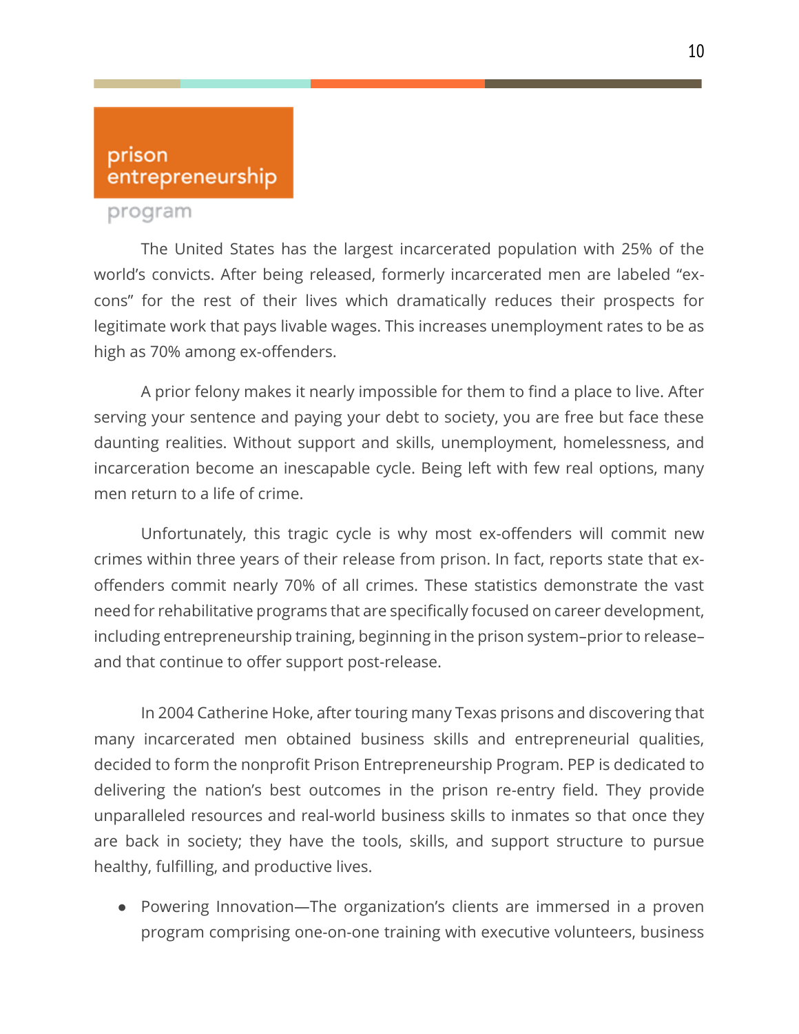prison entrepreneurship program

The United States has the largest incarcerated population with 25% of the world's convicts. After being released, formerly incarcerated men are labeled "ex-cons" for the rest of their lives which dramatically reduces their prospects for legitimate work that pays livable wages. This increases unemployment rates to be as high as 70% among ex-offenders.

A prior felony makes it nearly impossible for them to find a place to live. After serving your sentence and paying your debt to society, you are free but face these daunting realities. Without support and skills, unemployment, homelessness, and incarceration become an inescapable cycle. Being left with few real options, many men return to a life of crime.

Unfortunately, this tragic cycle is why most ex-offenders will commit new crimes within three years of their release from prison. In fact, reports state that ex-offenders commit nearly 70% of all crimes. These statistics demonstrate the vast need for rehabilitative programs that are specifically focused on career development, including entrepreneurship training, beginning in the prison system–prior to release–and that continue to offer support post-release.

In 2004 Catherine Hoke, after touring many Texas prisons and discovering that many incarcerated men obtained business skills and entrepreneurial qualities, decided to form the nonprofit Prison Entrepreneurship Program. PEP is dedicated to delivering the nation's best outcomes in the prison re-entry field. They provide unparalleled resources and real-world business skills to inmates so that once they are back in society; they have the tools, skills, and support structure to pursue healthy, fulfilling, and productive lives.

- Powering Innovation—The organization's clients are immersed in a proven program comprising one-on-one training with executive volunteers, business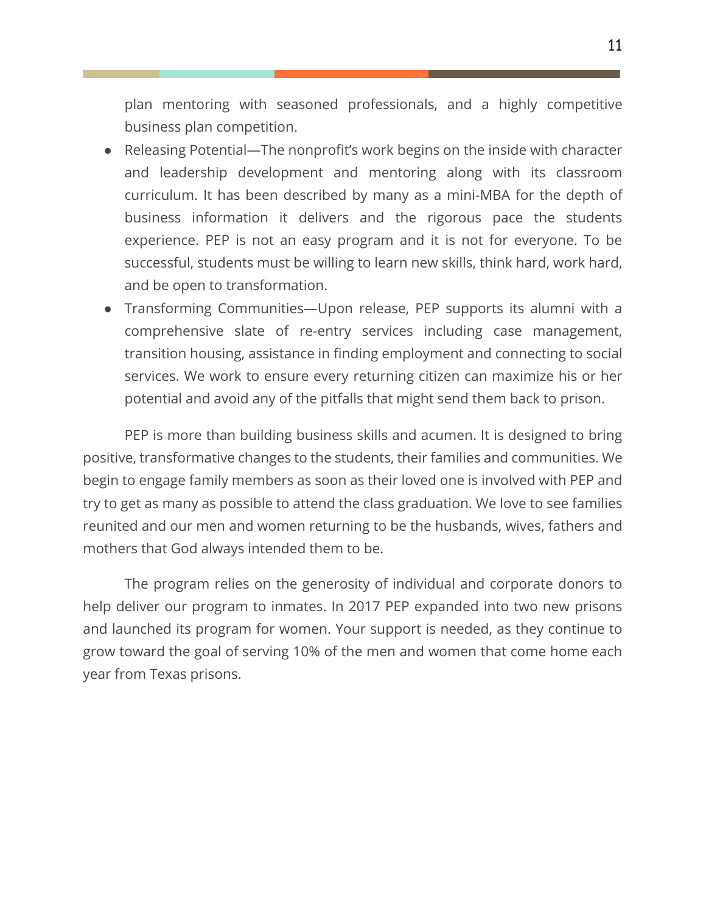plan mentoring with seasoned professionals, and a highly competitive business plan competition.

- Releasing Potential—The nonprofit's work begins on the inside with character and leadership development and mentoring along with its classroom curriculum. It has been described by many as a mini-MBA for the depth of business information it delivers and the rigorous pace the students experience. PEP is not an easy program and it is not for everyone. To be successful, students must be willing to learn new skills, think hard, work hard, and be open to transformation.
- Transforming Communities—Upon release, PEP supports its alumni with a comprehensive slate of re-entry services including case management, transition housing, assistance in finding employment and connecting to social services. We work to ensure every returning citizen can maximize his or her potential and avoid any of the pitfalls that might send them back to prison.

PEP is more than building business skills and acumen. It is designed to bring positive, transformative changes to the students, their families and communities. We begin to engage family members as soon as their loved one is involved with PEP and try to get as many as possible to attend the class graduation. We love to see families reunited and our men and women returning to be the husbands, wives, fathers and mothers that God always intended them to be.

The program relies on the generosity of individual and corporate donors to help deliver our program to inmates. In 2017 PEP expanded into two new prisons and launched its program for women. Your support is needed, as they continue to grow toward the goal of serving 10% of the men and women that come home each year from Texas prisons.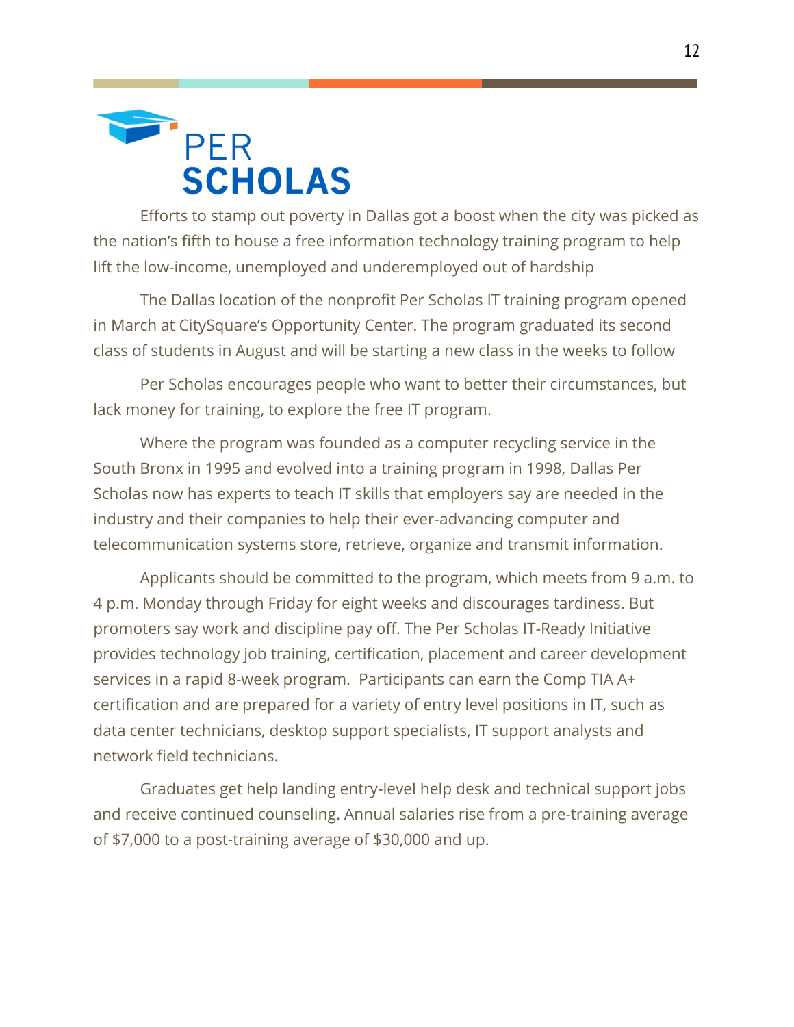# PER SCHOLAS

Efforts to stamp out poverty in Dallas got a boost when the city was picked as the nation's fifth to house a free information technology training program to help lift the low-income, unemployed and underemployed out of hardship

The Dallas location of the nonprofit Per Scholas IT training program opened in March at CitySquare's Opportunity Center. The program graduated its second class of students in August and will be starting a new class in the weeks to follow

Per Scholas encourages people who want to better their circumstances, but lack money for training, to explore the free IT program.

Where the program was founded as a computer recycling service in the South Bronx in 1995 and evolved into a training program in 1998, Dallas Per Scholas now has experts to teach IT skills that employers say are needed in the industry and their companies to help their ever-advancing computer and telecommunication systems store, retrieve, organize and transmit information.

Applicants should be committed to the program, which meets from 9 a.m. to 4 p.m. Monday through Friday for eight weeks and discourages tardiness. But promoters say work and discipline pay off. The Per Scholas IT-Ready Initiative provides technology job training, certification, placement and career development services in a rapid 8-week program. Participants can earn the Comp TIA A+ certification and are prepared for a variety of entry level positions in IT, such as data center technicians, desktop support specialists, IT support analysts and network field technicians.

Graduates get help landing entry-level help desk and technical support jobs and receive continued counseling. Annual salaries rise from a pre-training average of $7,000 to a post-training average of $30,000 and up.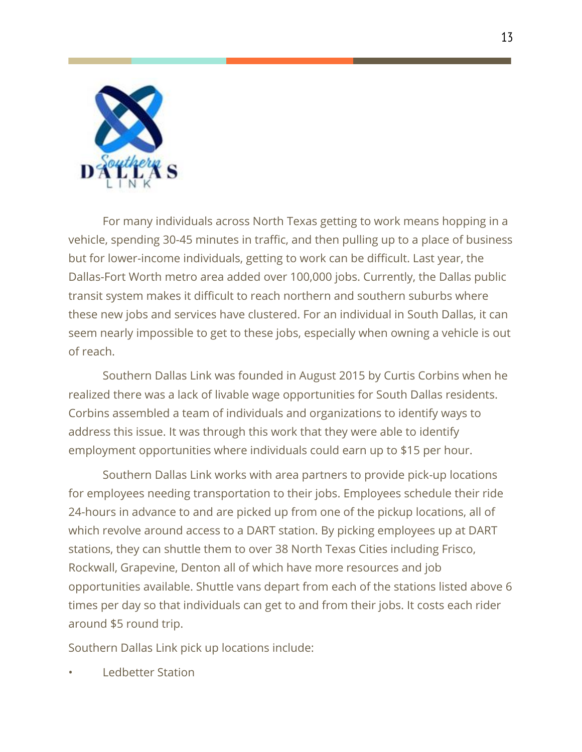For many individuals across North Texas getting to work means hopping in a vehicle, spending 30-45 minutes in traffic, and then pulling up to a place of business but for lower-income individuals, getting to work can be difficult. Last year, the Dallas-Fort Worth metro area added over 100,000 jobs. Currently, the Dallas public transit system makes it difficult to reach northern and southern suburbs where these new jobs and services have clustered. For an individual in South Dallas, it can seem nearly impossible to get to these jobs, especially when owning a vehicle is out of reach.

Southern Dallas Link was founded in August 2015 by Curtis Corbins when he realized there was a lack of livable wage opportunities for South Dallas residents. Corbins assembled a team of individuals and organizations to identify ways to address this issue. It was through this work that they were able to identify employment opportunities where individuals could earn up to $15 per hour.

Southern Dallas Link works with area partners to provide pick-up locations for employees needing transportation to their jobs. Employees schedule their ride 24-hours in advance to and are picked up from one of the pickup locations, all of which revolve around access to a DART station. By picking employees up at DART stations, they can shuttle them to over 38 North Texas Cities including Frisco, Rockwall, Grapevine, Denton all of which have more resources and job opportunities available. Shuttle vans depart from each of the stations listed above 6 times per day so that individuals can get to and from their jobs. It costs each rider around $5 round trip.

Southern Dallas Link pick up locations include:

- Ledbetter Station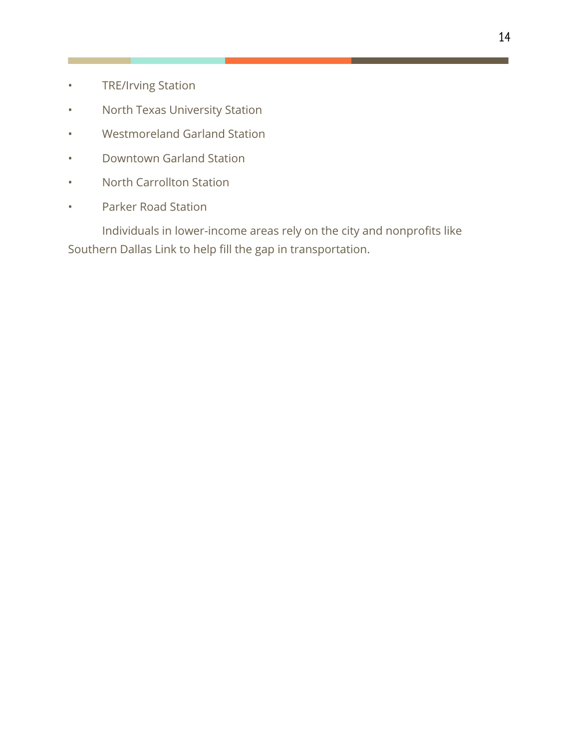- TRE/Irving Station
- North Texas University Station
- Westmoreland Garland Station
- Downtown Garland Station
- North Carrollton Station
- Parker Road Station

Individuals in lower-income areas rely on the city and nonprofits like Southern Dallas Link to help fill the gap in transportation.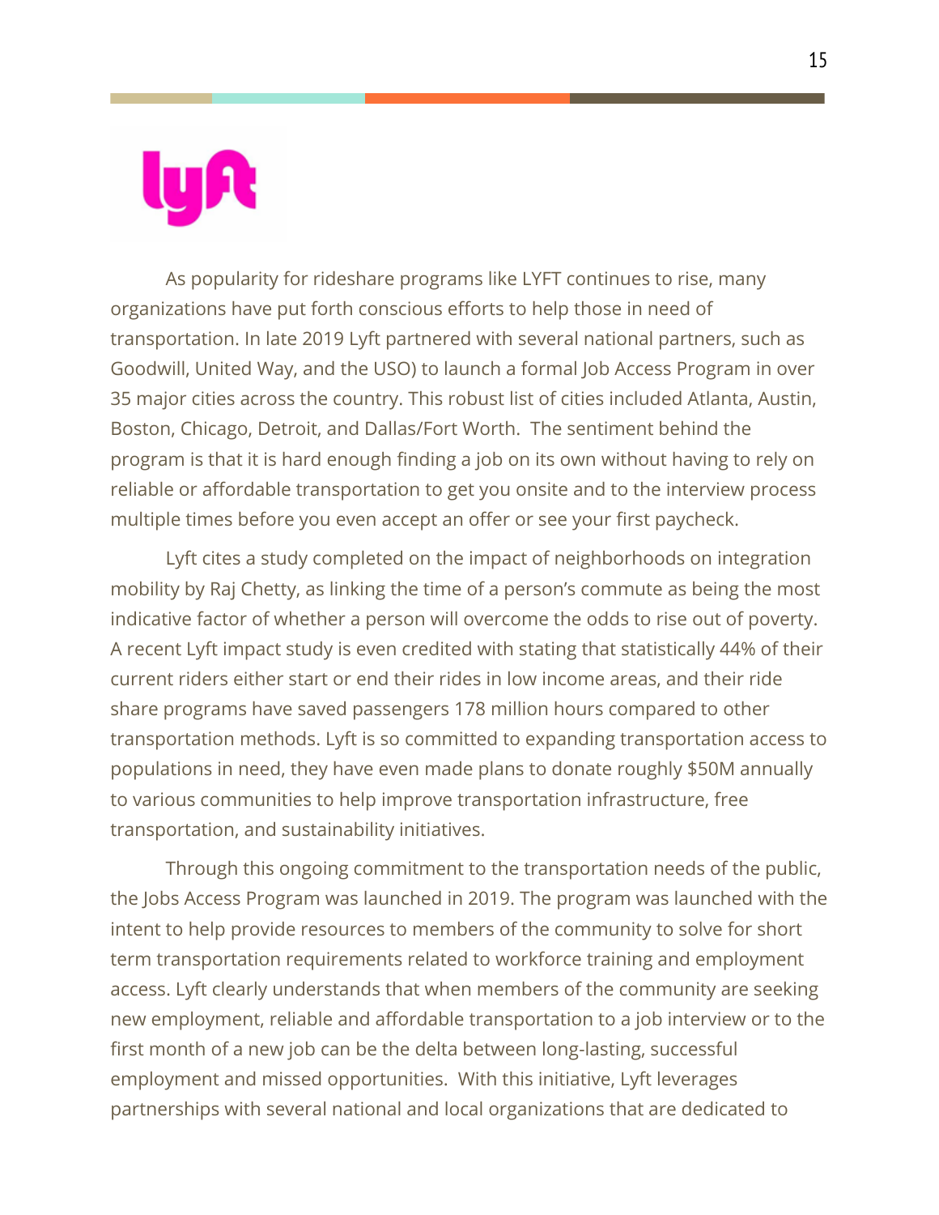As popularity for rideshare programs like LYFT continues to rise, many organizations have put forth conscious efforts to help those in need of transportation. In late 2019 Lyft partnered with several national partners, such as Goodwill, United Way, and the USO) to launch a formal Job Access Program in over 35 major cities across the country. This robust list of cities included Atlanta, Austin, Boston, Chicago, Detroit, and Dallas/Fort Worth.  The sentiment behind the program is that it is hard enough finding a job on its own without having to rely on reliable or affordable transportation to get you onsite and to the interview process multiple times before you even accept an offer or see your first paycheck.

Lyft cites a study completed on the impact of neighborhoods on integration mobility by Raj Chetty, as linking the time of a person's commute as being the most indicative factor of whether a person will overcome the odds to rise out of poverty. A recent Lyft impact study is even credited with stating that statistically 44% of their current riders either start or end their rides in low income areas, and their ride share programs have saved passengers 178 million hours compared to other transportation methods. Lyft is so committed to expanding transportation access to populations in need, they have even made plans to donate roughly $50M annually to various communities to help improve transportation infrastructure, free transportation, and sustainability initiatives.

Through this ongoing commitment to the transportation needs of the public, the Jobs Access Program was launched in 2019. The program was launched with the intent to help provide resources to members of the community to solve for short term transportation requirements related to workforce training and employment access. Lyft clearly understands that when members of the community are seeking new employment, reliable and affordable transportation to a job interview or to the first month of a new job can be the delta between long-lasting, successful employment and missed opportunities.  With this initiative, Lyft leverages partnerships with several national and local organizations that are dedicated to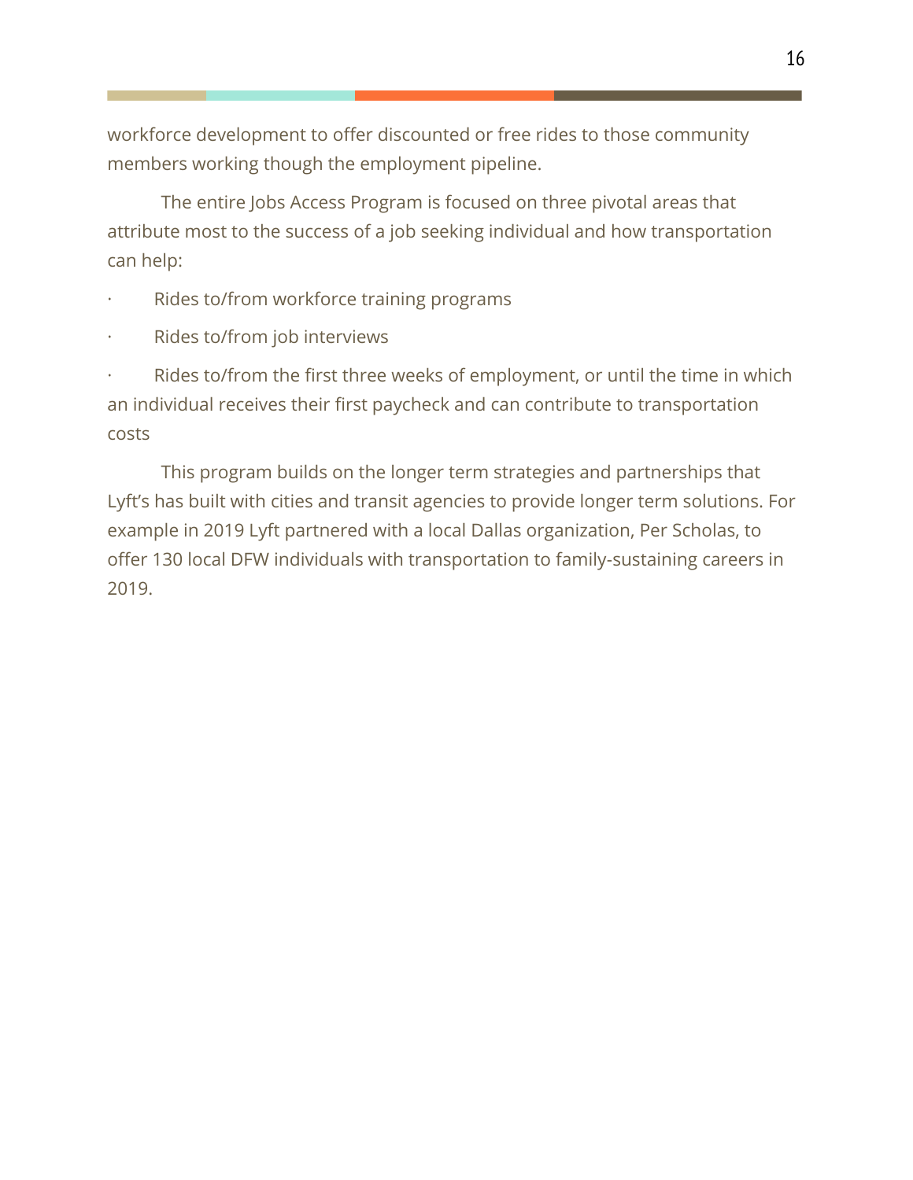workforce development to offer discounted or free rides to those community members working though the employment pipeline.

The entire Jobs Access Program is focused on three pivotal areas that attribute most to the success of a job seeking individual and how transportation can help:

- Rides to/from workforce training programs
- Rides to/from job interviews
- Rides to/from the first three weeks of employment, or until the time in which an individual receives their first paycheck and can contribute to transportation costs

This program builds on the longer term strategies and partnerships that Lyft's has built with cities and transit agencies to provide longer term solutions. For example in 2019 Lyft partnered with a local Dallas organization, Per Scholas, to offer 130 local DFW individuals with transportation to family-sustaining careers in 2019.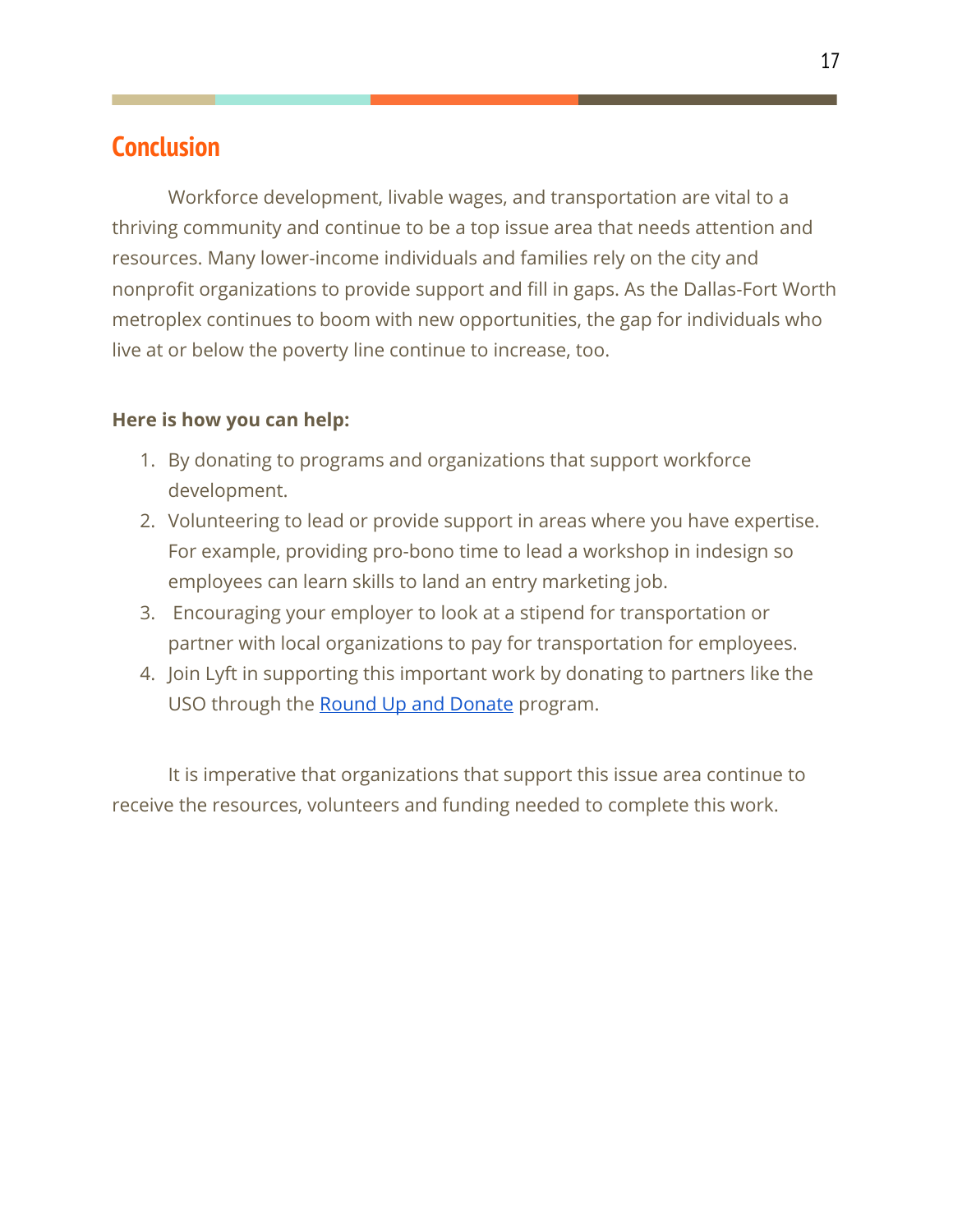## Conclusion

Workforce development, livable wages, and transportation are vital to a thriving community and continue to be a top issue area that needs attention and resources. Many lower-income individuals and families rely on the city and nonprofit organizations to provide support and fill in gaps. As the Dallas-Fort Worth metroplex continues to boom with new opportunities, the gap for individuals who live at or below the poverty line continue to increase, too.

**Here is how you can help:**

1. By donating to programs and organizations that support workforce development.
2. Volunteering to lead or provide support in areas where you have expertise. For example, providing pro-bono time to lead a workshop in indesign so employees can learn skills to land an entry marketing job.
3. Encouraging your employer to look at a stipend for transportation or partner with local organizations to pay for transportation for employees.
4. Join Lyft in supporting this important work by donating to partners like the USO through the Round Up and Donate program.

It is imperative that organizations that support this issue area continue to receive the resources, volunteers and funding needed to complete this work.